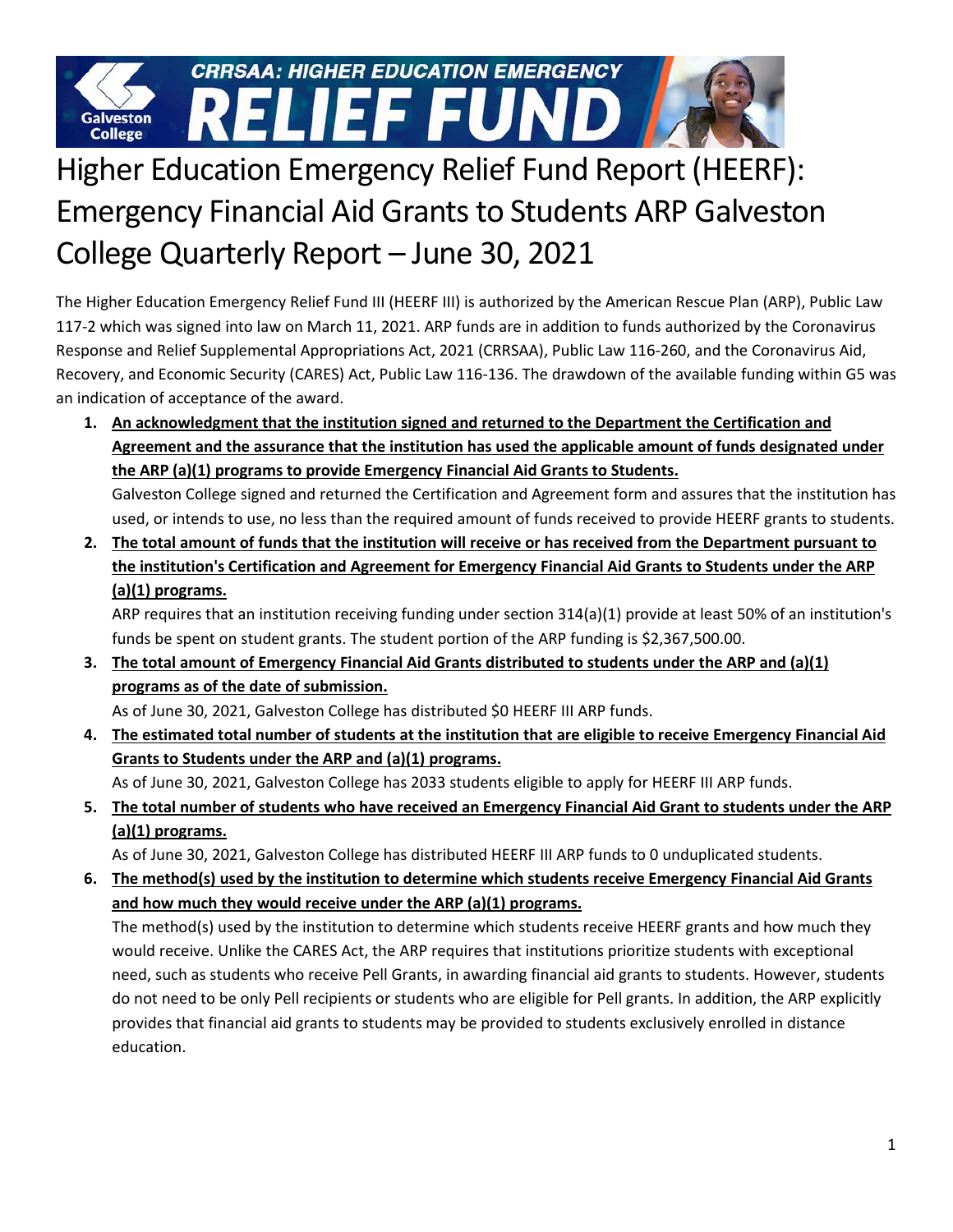# Higher Education Emergency Relief Fund Report (HEERF): Emergency Financial Aid Grants to Students ARP Galveston College Quarterly Report – June 30, 2021

The Higher Education Emergency Relief Fund III (HEERF III) is authorized by the American Rescue Plan (ARP), Public Law 117-2 which was signed into law on March 11, 2021. ARP funds are in addition to funds authorized by the Coronavirus Response and Relief Supplemental Appropriations Act, 2021 (CRRSAA), Public Law 116-260, and the Coronavirus Aid, Recovery, and Economic Security (CARES) Act, Public Law 116-136. The drawdown of the available funding within G5 was an indication of acceptance of the award.

1. **<u>An acknowledgment that the institution signed and returned to the Department the Certification and Agreement and the assurance that the institution has used the applicable amount of funds designated under the ARP (a)(1) programs to provide Emergency Financial Aid Grants to Students.</u>**
   Galveston College signed and returned the Certification and Agreement form and assures that the institution has used, or intends to use, no less than the required amount of funds received to provide HEERF grants to students.
2. **<u>The total amount of funds that the institution will receive or has received from the Department pursuant to the institution's Certification and Agreement for Emergency Financial Aid Grants to Students under the ARP (a)(1) programs.</u>**
   ARP requires that an institution receiving funding under section 314(a)(1) provide at least 50% of an institution's funds be spent on student grants. The student portion of the ARP funding is $2,367,500.00.
3. **<u>The total amount of Emergency Financial Aid Grants distributed to students under the ARP and (a)(1) programs as of the date of submission.</u>**
   As of June 30, 2021, Galveston College has distributed $0 HEERF III ARP funds.
4. **<u>The estimated total number of students at the institution that are eligible to receive Emergency Financial Aid Grants to Students under the ARP and (a)(1) programs.</u>**
   As of June 30, 2021, Galveston College has 2033 students eligible to apply for HEERF III ARP funds.
5. **<u>The total number of students who have received an Emergency Financial Aid Grant to students under the ARP (a)(1) programs.</u>**
   As of June 30, 2021, Galveston College has distributed HEERF III ARP funds to 0 unduplicated students.
6. **<u>The method(s) used by the institution to determine which students receive Emergency Financial Aid Grants and how much they would receive under the ARP (a)(1) programs.</u>**
   The method(s) used by the institution to determine which students receive HEERF grants and how much they would receive. Unlike the CARES Act, the ARP requires that institutions prioritize students with exceptional need, such as students who receive Pell Grants, in awarding financial aid grants to students. However, students do not need to be only Pell recipients or students who are eligible for Pell grants. In addition, the ARP explicitly provides that financial aid grants to students may be provided to students exclusively enrolled in distance education.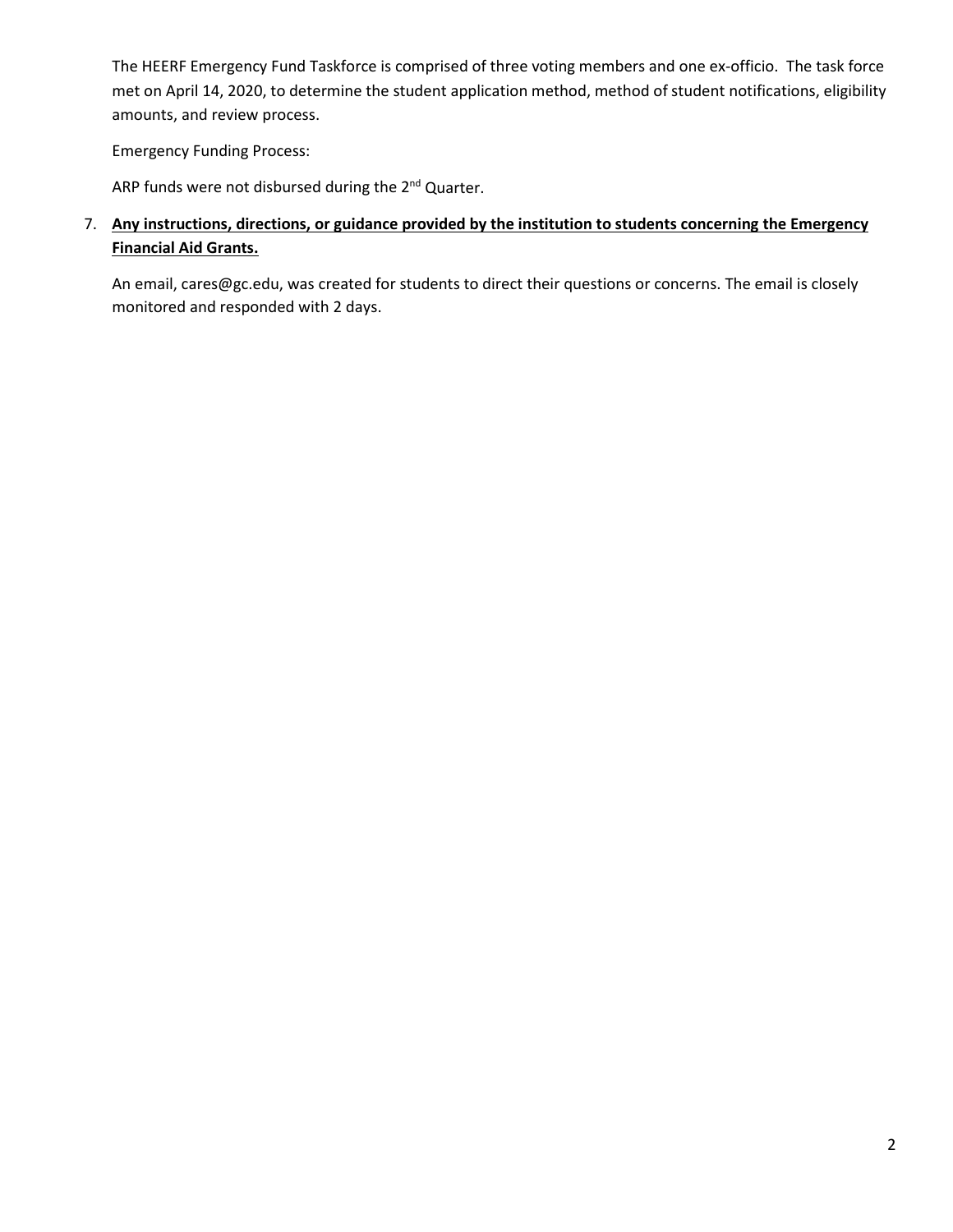The HEERF Emergency Fund Taskforce is comprised of three voting members and one ex-officio. The task force met on April 14, 2020, to determine the student application method, method of student notifications, eligibility amounts, and review process.

Emergency Funding Process:

ARP funds were not disbursed during the 2nd Quarter.

7. **Any instructions, directions, or guidance provided by the institution to students concerning the Emergency Financial Aid Grants.**

   An email, cares@gc.edu, was created for students to direct their questions or concerns. The email is closely monitored and responded with 2 days.